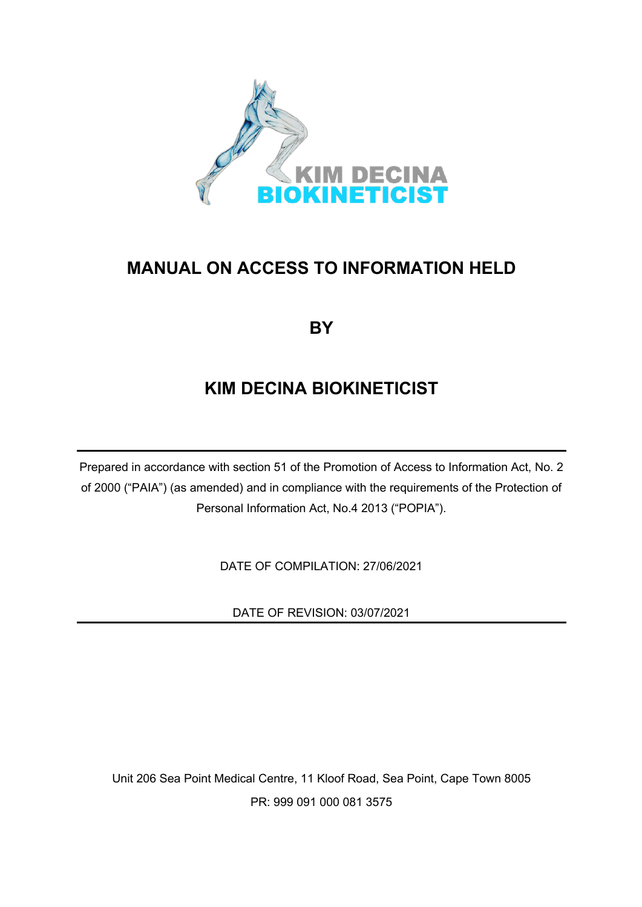# MANUAL ON ACCESS TO INFORMATION HELD

# BY

# KIM DECINA BIOKINETICIST

---

Prepared in accordance with section 51 of the Promotion of Access to Information Act, No. 2 of 2000 ("PAIA") (as amended) and in compliance with the requirements of the Protection of Personal Information Act, No.4 2013 ("POPIA").

DATE OF COMPILATION: 27/06/2021

DATE OF REVISION: 03/07/2021

---

Unit 206 Sea Point Medical Centre, 11 Kloof Road, Sea Point, Cape Town 8005

PR: 999 091 000 081 3575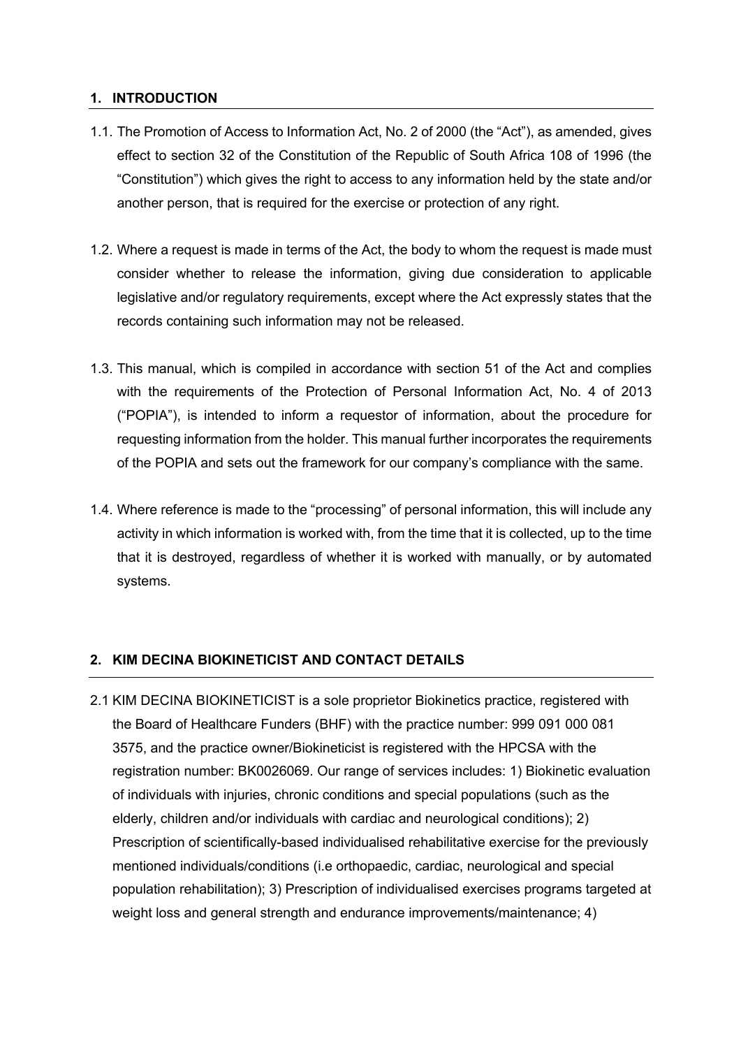## 1. INTRODUCTION

1.1. The Promotion of Access to Information Act, No. 2 of 2000 (the "Act"), as amended, gives effect to section 32 of the Constitution of the Republic of South Africa 108 of 1996 (the "Constitution") which gives the right to access to any information held by the state and/or another person, that is required for the exercise or protection of any right.

1.2. Where a request is made in terms of the Act, the body to whom the request is made must consider whether to release the information, giving due consideration to applicable legislative and/or regulatory requirements, except where the Act expressly states that the records containing such information may not be released.

1.3. This manual, which is compiled in accordance with section 51 of the Act and complies with the requirements of the Protection of Personal Information Act, No. 4 of 2013 ("POPIA"), is intended to inform a requestor of information, about the procedure for requesting information from the holder. This manual further incorporates the requirements of the POPIA and sets out the framework for our company's compliance with the same.

1.4. Where reference is made to the "processing" of personal information, this will include any activity in which information is worked with, from the time that it is collected, up to the time that it is destroyed, regardless of whether it is worked with manually, or by automated systems.

## 2. KIM DECINA BIOKINETICIST AND CONTACT DETAILS

2.1 KIM DECINA BIOKINETICIST is a sole proprietor Biokinetics practice, registered with the Board of Healthcare Funders (BHF) with the practice number: 999 091 000 081 3575, and the practice owner/Biokineticist is registered with the HPCSA with the registration number: BK0026069. Our range of services includes: 1) Biokinetic evaluation of individuals with injuries, chronic conditions and special populations (such as the elderly, children and/or individuals with cardiac and neurological conditions); 2) Prescription of scientifically-based individualised rehabilitative exercise for the previously mentioned individuals/conditions (i.e orthopaedic, cardiac, neurological and special population rehabilitation); 3) Prescription of individualised exercises programs targeted at weight loss and general strength and endurance improvements/maintenance; 4)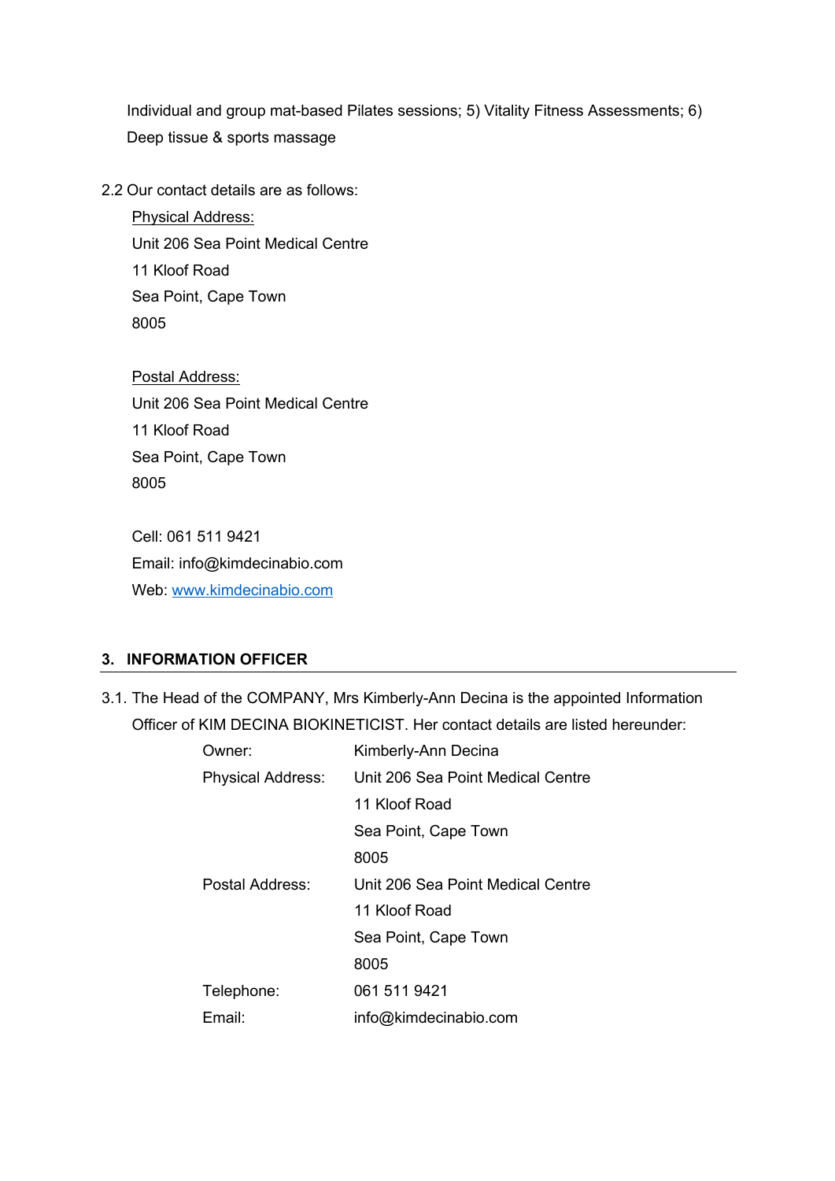Individual and group mat-based Pilates sessions; 5) Vitality Fitness Assessments; 6) Deep tissue & sports massage

2.2 Our contact details are as follows:

<u>Physical Address:</u>
Unit 206 Sea Point Medical Centre
11 Kloof Road
Sea Point, Cape Town
8005

<u>Postal Address:</u>
Unit 206 Sea Point Medical Centre
11 Kloof Road
Sea Point, Cape Town
8005

Cell: 061 511 9421
Email: info@kimdecinabio.com
Web: [www.kimdecinabio.com](http://www.kimdecinabio.com)

## 3. INFORMATION OFFICER

3.1. The Head of the COMPANY, Mrs Kimberly-Ann Decina is the appointed Information Officer of KIM DECINA BIOKINETICIST. Her contact details are listed hereunder:

| | |
|---|---|
| Owner: | Kimberly-Ann Decina |
| Physical Address: | Unit 206 Sea Point Medical Centre<br>11 Kloof Road<br>Sea Point, Cape Town<br>8005 |
| Postal Address: | Unit 206 Sea Point Medical Centre<br>11 Kloof Road<br>Sea Point, Cape Town<br>8005 |
| Telephone: | 061 511 9421 |
| Email: | info@kimdecinabio.com |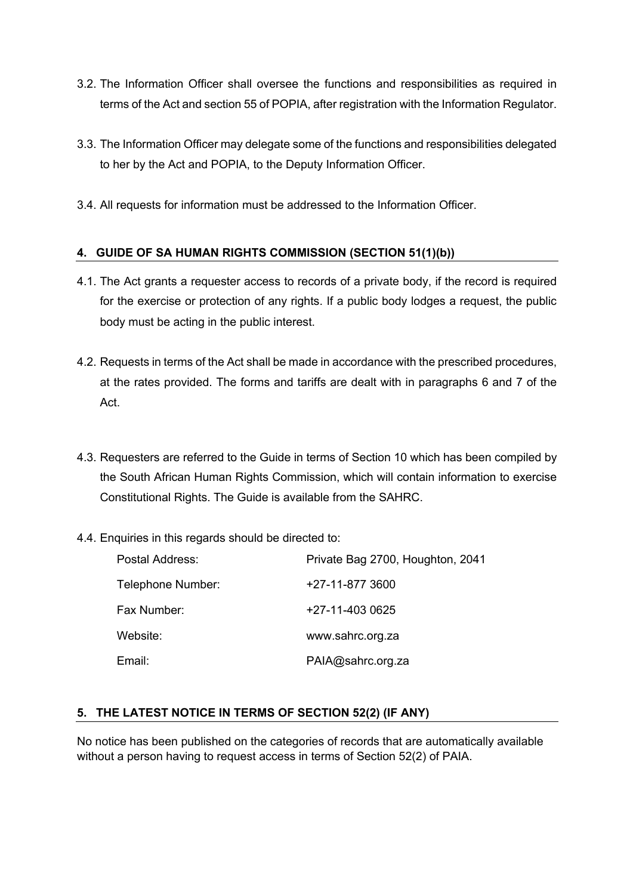3.2. The Information Officer shall oversee the functions and responsibilities as required in terms of the Act and section 55 of POPIA, after registration with the Information Regulator.

3.3. The Information Officer may delegate some of the functions and responsibilities delegated to her by the Act and POPIA, to the Deputy Information Officer.

3.4. All requests for information must be addressed to the Information Officer.

## 4. GUIDE OF SA HUMAN RIGHTS COMMISSION (SECTION 51(1)(b))

4.1. The Act grants a requester access to records of a private body, if the record is required for the exercise or protection of any rights. If a public body lodges a request, the public body must be acting in the public interest.

4.2. Requests in terms of the Act shall be made in accordance with the prescribed procedures, at the rates provided. The forms and tariffs are dealt with in paragraphs 6 and 7 of the Act.

4.3. Requesters are referred to the Guide in terms of Section 10 which has been compiled by the South African Human Rights Commission, which will contain information to exercise Constitutional Rights. The Guide is available from the SAHRC.

4.4. Enquiries in this regards should be directed to:

| | |
|---|---|
| Postal Address: | Private Bag 2700, Houghton, 2041 |
| Telephone Number: | +27-11-877 3600 |
| Fax Number: | +27-11-403 0625 |
| Website: | www.sahrc.org.za |
| Email: | PAIA@sahrc.org.za |

## 5. THE LATEST NOTICE IN TERMS OF SECTION 52(2) (IF ANY)

No notice has been published on the categories of records that are automatically available without a person having to request access in terms of Section 52(2) of PAIA.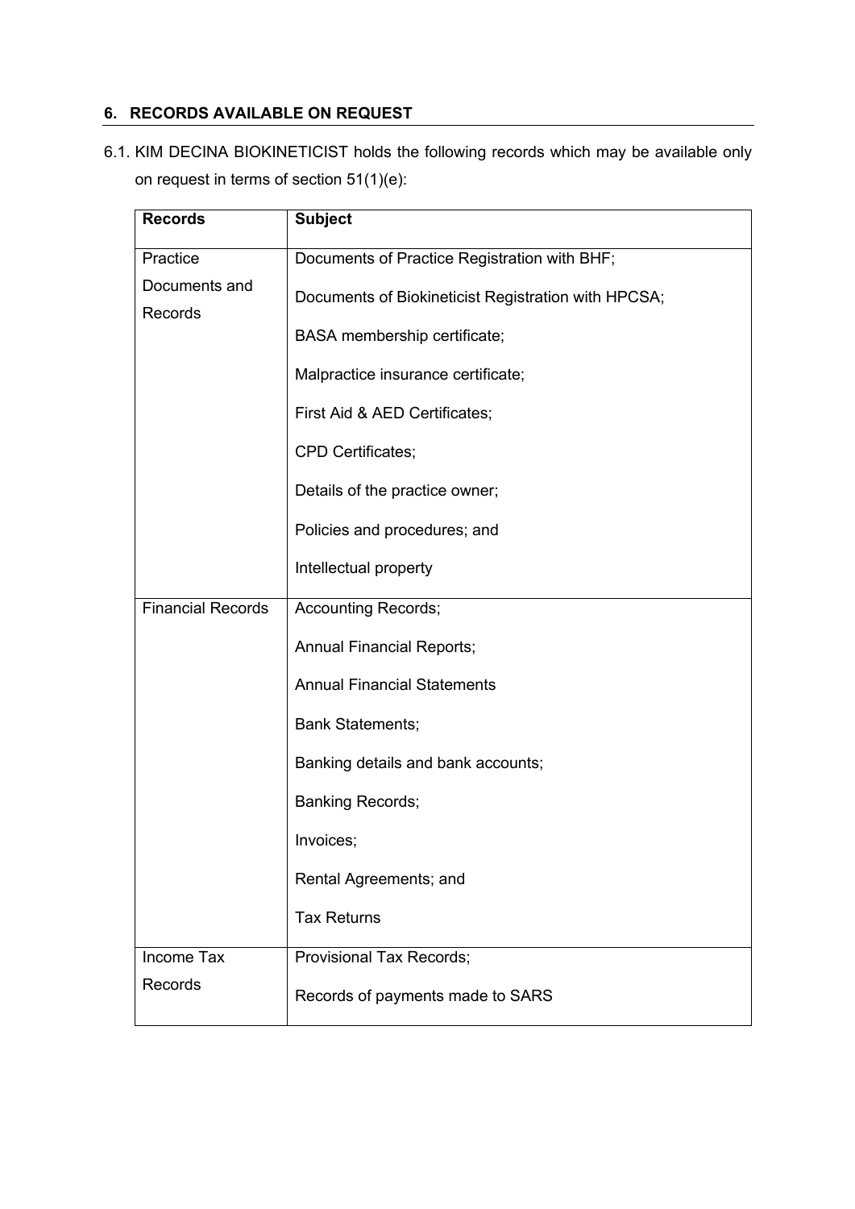## 6. RECORDS AVAILABLE ON REQUEST

6.1. KIM DECINA BIOKINETICIST holds the following records which may be available only on request in terms of section 51(1)(e):

| Records | Subject |
|---|---|
| Practice Documents and Records | Documents of Practice Registration with BHF;<br>Documents of Biokineticist Registration with HPCSA;<br>BASA membership certificate;<br>Malpractice insurance certificate;<br>First Aid & AED Certificates;<br>CPD Certificates;<br>Details of the practice owner;<br>Policies and procedures; and<br>Intellectual property |
| Financial Records | Accounting Records;<br>Annual Financial Reports;<br>Annual Financial Statements<br>Bank Statements;<br>Banking details and bank accounts;<br>Banking Records;<br>Invoices;<br>Rental Agreements; and<br>Tax Returns |
| Income Tax Records | Provisional Tax Records;<br>Records of payments made to SARS |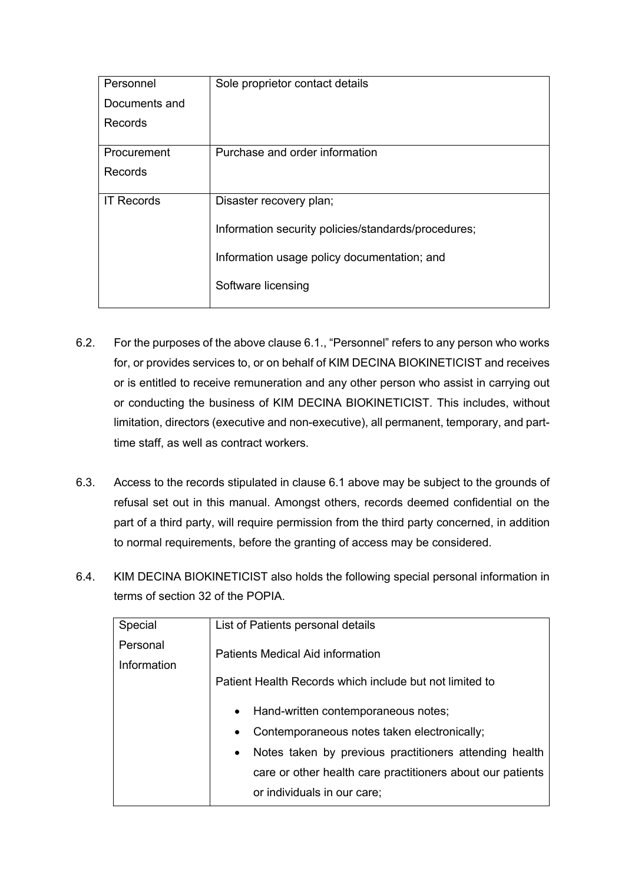| Personnel Documents and Records | Sole proprietor contact details |
|---|---|
| Procurement Records | Purchase and order information |
| IT Records | Disaster recovery plan;<br><br>Information security policies/standards/procedures;<br><br>Information usage policy documentation; and<br><br>Software licensing |

6.2. For the purposes of the above clause 6.1., "Personnel" refers to any person who works for, or provides services to, or on behalf of KIM DECINA BIOKINETICIST and receives or is entitled to receive remuneration and any other person who assist in carrying out or conducting the business of KIM DECINA BIOKINETICIST. This includes, without limitation, directors (executive and non-executive), all permanent, temporary, and part-time staff, as well as contract workers.

6.3. Access to the records stipulated in clause 6.1 above may be subject to the grounds of refusal set out in this manual. Amongst others, records deemed confidential on the part of a third party, will require permission from the third party concerned, in addition to normal requirements, before the granting of access may be considered.

6.4. KIM DECINA BIOKINETICIST also holds the following special personal information in terms of section 32 of the POPIA.

| Special Personal Information | List of Patients personal details<br><br>Patients Medical Aid information<br><br>Patient Health Records which include but not limited to<br><br>• Hand-written contemporaneous notes;<br>• Contemporaneous notes taken electronically;<br>• Notes taken by previous practitioners attending health care or other health care practitioners about our patients or individuals in our care; |
|---|---|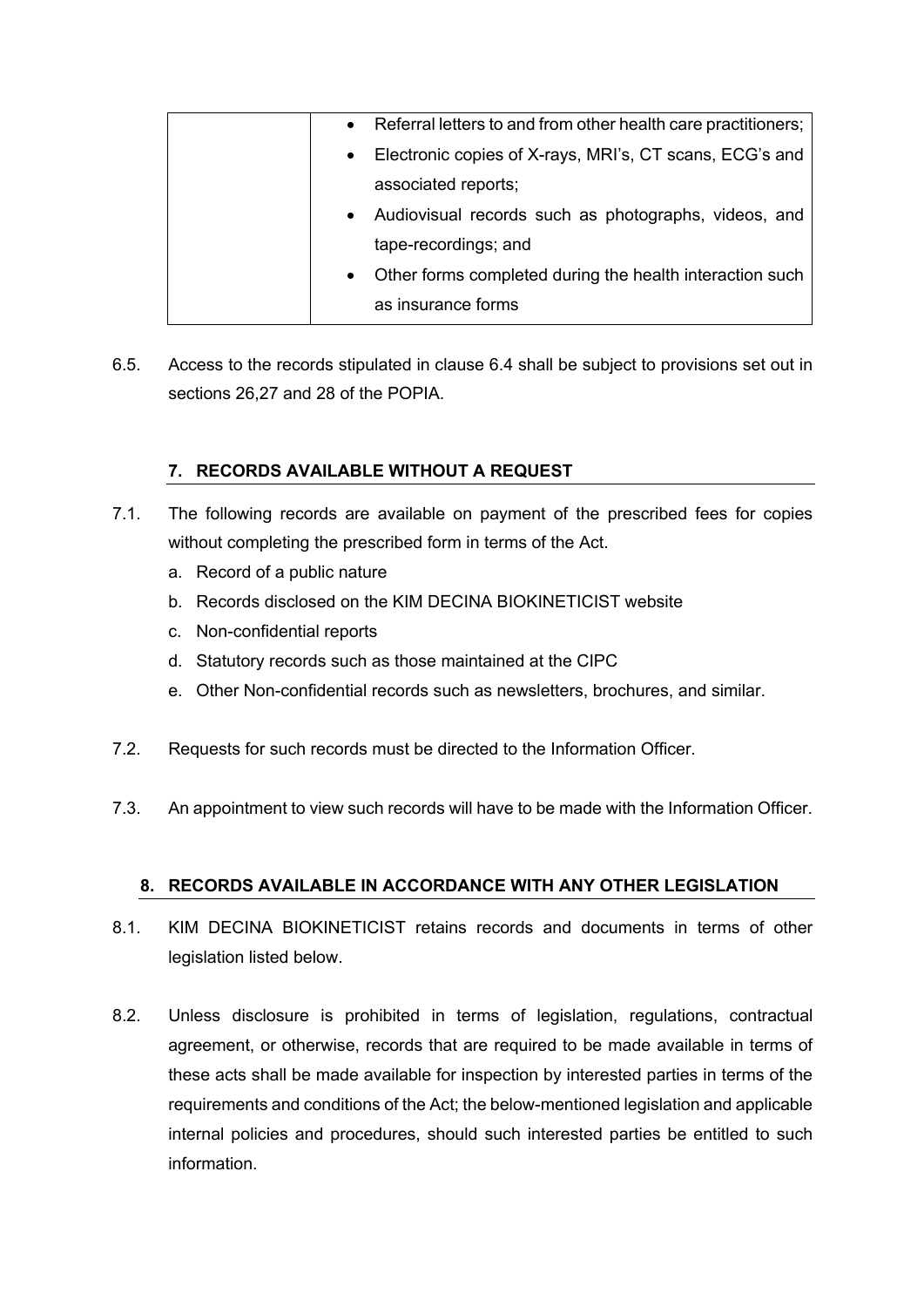| | • Referral letters to and from other health care practitioners;<br>• Electronic copies of X-rays, MRI's, CT scans, ECG's and associated reports;<br>• Audiovisual records such as photographs, videos, and tape-recordings; and<br>• Other forms completed during the health interaction such as insurance forms |
|---|---|

6.5. Access to the records stipulated in clause 6.4 shall be subject to provisions set out in sections 26,27 and 28 of the POPIA.

## 7. RECORDS AVAILABLE WITHOUT A REQUEST

7.1. The following records are available on payment of the prescribed fees for copies without completing the prescribed form in terms of the Act.

a. Record of a public nature
b. Records disclosed on the KIM DECINA BIOKINETICIST website
c. Non-confidential reports
d. Statutory records such as those maintained at the CIPC
e. Other Non-confidential records such as newsletters, brochures, and similar.

7.2. Requests for such records must be directed to the Information Officer.

7.3. An appointment to view such records will have to be made with the Information Officer.

## 8. RECORDS AVAILABLE IN ACCORDANCE WITH ANY OTHER LEGISLATION

8.1. KIM DECINA BIOKINETICIST retains records and documents in terms of other legislation listed below.

8.2. Unless disclosure is prohibited in terms of legislation, regulations, contractual agreement, or otherwise, records that are required to be made available in terms of these acts shall be made available for inspection by interested parties in terms of the requirements and conditions of the Act; the below-mentioned legislation and applicable internal policies and procedures, should such interested parties be entitled to such information.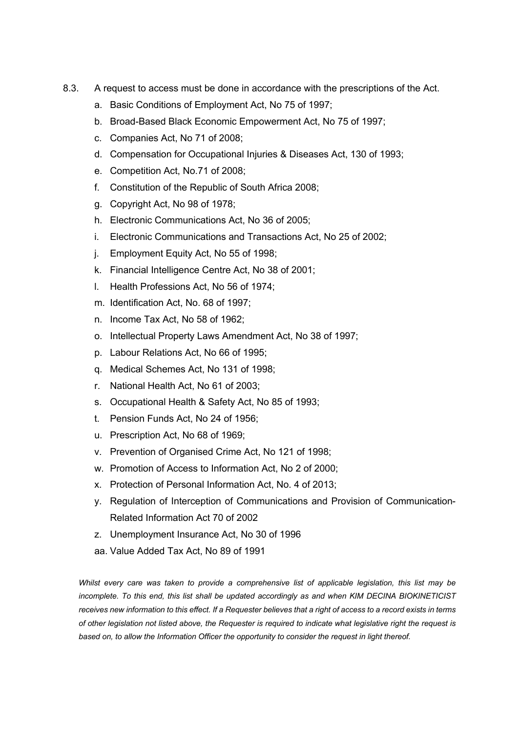8.3. A request to access must be done in accordance with the prescriptions of the Act.

a. Basic Conditions of Employment Act, No 75 of 1997;
b. Broad-Based Black Economic Empowerment Act, No 75 of 1997;
c. Companies Act, No 71 of 2008;
d. Compensation for Occupational Injuries & Diseases Act, 130 of 1993;
e. Competition Act, No.71 of 2008;
f. Constitution of the Republic of South Africa 2008;
g. Copyright Act, No 98 of 1978;
h. Electronic Communications Act, No 36 of 2005;
i. Electronic Communications and Transactions Act, No 25 of 2002;
j. Employment Equity Act, No 55 of 1998;
k. Financial Intelligence Centre Act, No 38 of 2001;
l. Health Professions Act, No 56 of 1974;
m. Identification Act, No. 68 of 1997;
n. Income Tax Act, No 58 of 1962;
o. Intellectual Property Laws Amendment Act, No 38 of 1997;
p. Labour Relations Act, No 66 of 1995;
q. Medical Schemes Act, No 131 of 1998;
r. National Health Act, No 61 of 2003;
s. Occupational Health & Safety Act, No 85 of 1993;
t. Pension Funds Act, No 24 of 1956;
u. Prescription Act, No 68 of 1969;
v. Prevention of Organised Crime Act, No 121 of 1998;
w. Promotion of Access to Information Act, No 2 of 2000;
x. Protection of Personal Information Act, No. 4 of 2013;
y. Regulation of Interception of Communications and Provision of Communication-Related Information Act 70 of 2002
z. Unemployment Insurance Act, No 30 of 1996
aa. Value Added Tax Act, No 89 of 1991

*Whilst every care was taken to provide a comprehensive list of applicable legislation, this list may be incomplete. To this end, this list shall be updated accordingly as and when KIM DECINA BIOKINETICIST receives new information to this effect. If a Requester believes that a right of access to a record exists in terms of other legislation not listed above, the Requester is required to indicate what legislative right the request is based on, to allow the Information Officer the opportunity to consider the request in light thereof.*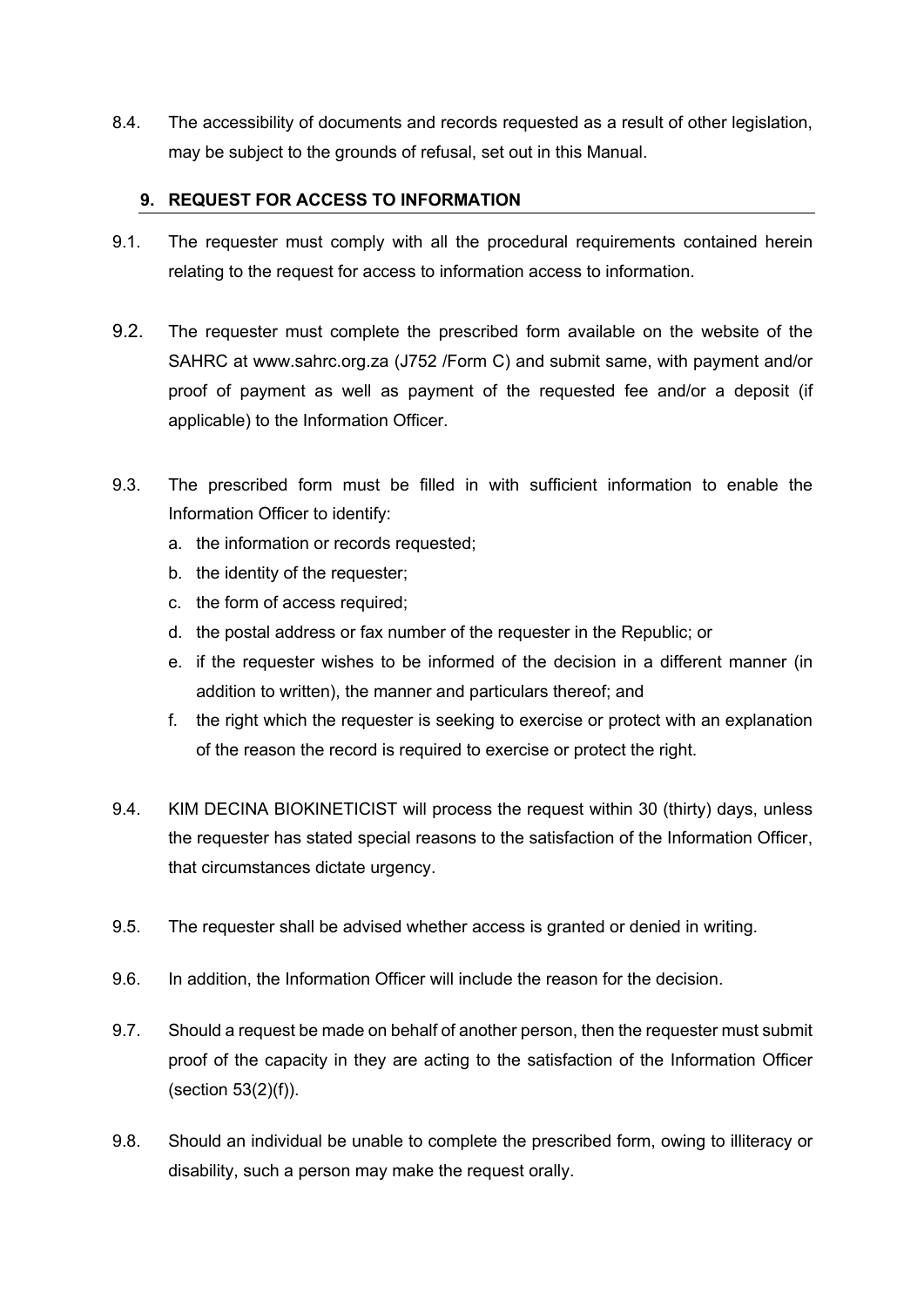8.4. The accessibility of documents and records requested as a result of other legislation, may be subject to the grounds of refusal, set out in this Manual.

## 9. REQUEST FOR ACCESS TO INFORMATION

9.1. The requester must comply with all the procedural requirements contained herein relating to the request for access to information access to information.

9.2. The requester must complete the prescribed form available on the website of the SAHRC at www.sahrc.org.za (J752 /Form C) and submit same, with payment and/or proof of payment as well as payment of the requested fee and/or a deposit (if applicable) to the Information Officer.

9.3. The prescribed form must be filled in with sufficient information to enable the Information Officer to identify:

a. the information or records requested;
b. the identity of the requester;
c. the form of access required;
d. the postal address or fax number of the requester in the Republic; or
e. if the requester wishes to be informed of the decision in a different manner (in addition to written), the manner and particulars thereof; and
f. the right which the requester is seeking to exercise or protect with an explanation of the reason the record is required to exercise or protect the right.

9.4. KIM DECINA BIOKINETICIST will process the request within 30 (thirty) days, unless the requester has stated special reasons to the satisfaction of the Information Officer, that circumstances dictate urgency.

9.5. The requester shall be advised whether access is granted or denied in writing.

9.6. In addition, the Information Officer will include the reason for the decision.

9.7. Should a request be made on behalf of another person, then the requester must submit proof of the capacity in they are acting to the satisfaction of the Information Officer (section 53(2)(f)).

9.8. Should an individual be unable to complete the prescribed form, owing to illiteracy or disability, such a person may make the request orally.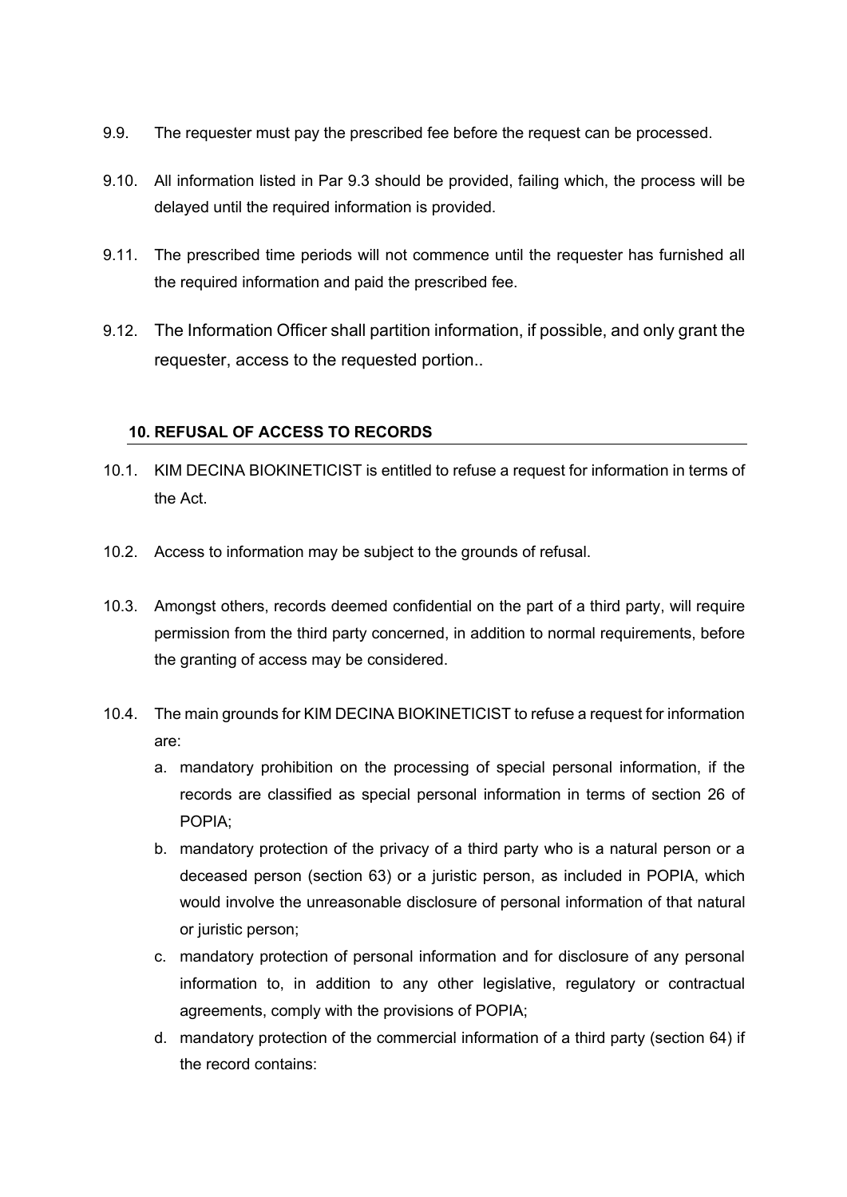9.9. The requester must pay the prescribed fee before the request can be processed.

9.10. All information listed in Par 9.3 should be provided, failing which, the process will be delayed until the required information is provided.

9.11. The prescribed time periods will not commence until the requester has furnished all the required information and paid the prescribed fee.

9.12. The Information Officer shall partition information, if possible, and only grant the requester, access to the requested portion..

## 10. REFUSAL OF ACCESS TO RECORDS

10.1. KIM DECINA BIOKINETICIST is entitled to refuse a request for information in terms of the Act.

10.2. Access to information may be subject to the grounds of refusal.

10.3. Amongst others, records deemed confidential on the part of a third party, will require permission from the third party concerned, in addition to normal requirements, before the granting of access may be considered.

10.4. The main grounds for KIM DECINA BIOKINETICIST to refuse a request for information are:

a. mandatory prohibition on the processing of special personal information, if the records are classified as special personal information in terms of section 26 of POPIA;

b. mandatory protection of the privacy of a third party who is a natural person or a deceased person (section 63) or a juristic person, as included in POPIA, which would involve the unreasonable disclosure of personal information of that natural or juristic person;

c. mandatory protection of personal information and for disclosure of any personal information to, in addition to any other legislative, regulatory or contractual agreements, comply with the provisions of POPIA;

d. mandatory protection of the commercial information of a third party (section 64) if the record contains: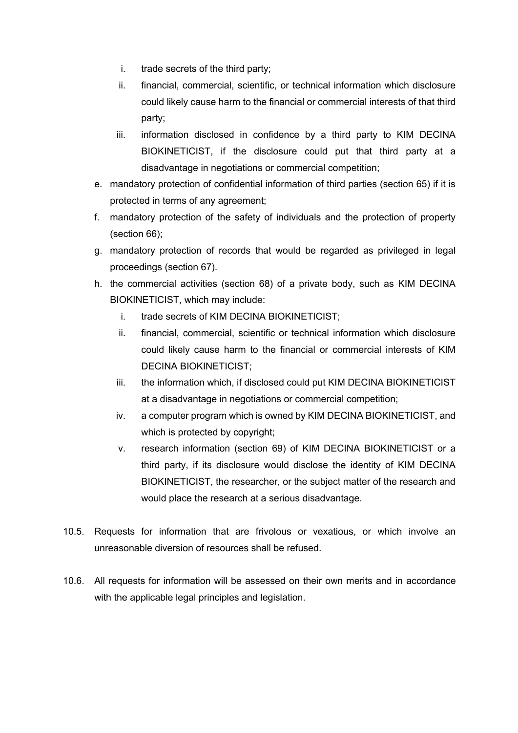i. trade secrets of the third party;
   ii. financial, commercial, scientific, or technical information which disclosure could likely cause harm to the financial or commercial interests of that third party;
   iii. information disclosed in confidence by a third party to KIM DECINA BIOKINETICIST, if the disclosure could put that third party at a disadvantage in negotiations or commercial competition;

e. mandatory protection of confidential information of third parties (section 65) if it is protected in terms of any agreement;

f. mandatory protection of the safety of individuals and the protection of property (section 66);

g. mandatory protection of records that would be regarded as privileged in legal proceedings (section 67).

h. the commercial activities (section 68) of a private body, such as KIM DECINA BIOKINETICIST, which may include:
   i. trade secrets of KIM DECINA BIOKINETICIST;
   ii. financial, commercial, scientific or technical information which disclosure could likely cause harm to the financial or commercial interests of KIM DECINA BIOKINETICIST;
   iii. the information which, if disclosed could put KIM DECINA BIOKINETICIST at a disadvantage in negotiations or commercial competition;
   iv. a computer program which is owned by KIM DECINA BIOKINETICIST, and which is protected by copyright;
   v. research information (section 69) of KIM DECINA BIOKINETICIST or a third party, if its disclosure would disclose the identity of KIM DECINA BIOKINETICIST, the researcher, or the subject matter of the research and would place the research at a serious disadvantage.

10.5. Requests for information that are frivolous or vexatious, or which involve an unreasonable diversion of resources shall be refused.

10.6. All requests for information will be assessed on their own merits and in accordance with the applicable legal principles and legislation.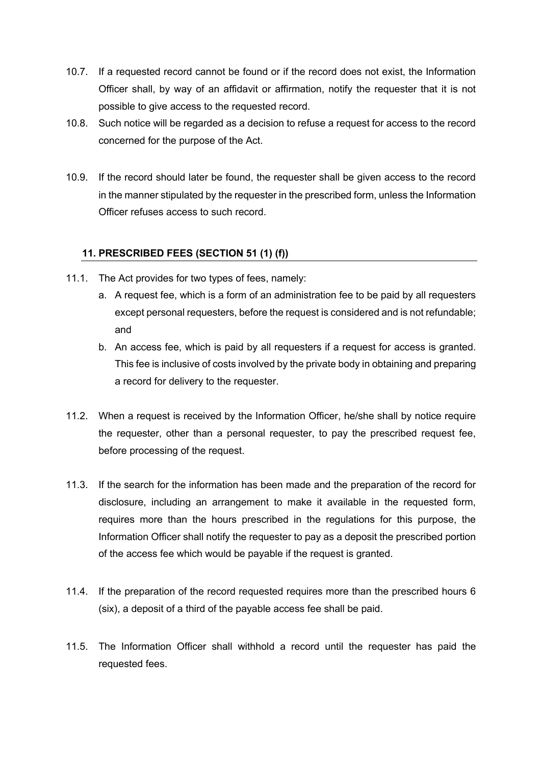10.7. If a requested record cannot be found or if the record does not exist, the Information Officer shall, by way of an affidavit or affirmation, notify the requester that it is not possible to give access to the requested record.

10.8. Such notice will be regarded as a decision to refuse a request for access to the record concerned for the purpose of the Act.

10.9. If the record should later be found, the requester shall be given access to the record in the manner stipulated by the requester in the prescribed form, unless the Information Officer refuses access to such record.

## 11. PRESCRIBED FEES (SECTION 51 (1) (f))

11.1. The Act provides for two types of fees, namely:

a. A request fee, which is a form of an administration fee to be paid by all requesters except personal requesters, before the request is considered and is not refundable; and

b. An access fee, which is paid by all requesters if a request for access is granted. This fee is inclusive of costs involved by the private body in obtaining and preparing a record for delivery to the requester.

11.2. When a request is received by the Information Officer, he/she shall by notice require the requester, other than a personal requester, to pay the prescribed request fee, before processing of the request.

11.3. If the search for the information has been made and the preparation of the record for disclosure, including an arrangement to make it available in the requested form, requires more than the hours prescribed in the regulations for this purpose, the Information Officer shall notify the requester to pay as a deposit the prescribed portion of the access fee which would be payable if the request is granted.

11.4. If the preparation of the record requested requires more than the prescribed hours 6 (six), a deposit of a third of the payable access fee shall be paid.

11.5. The Information Officer shall withhold a record until the requester has paid the requested fees.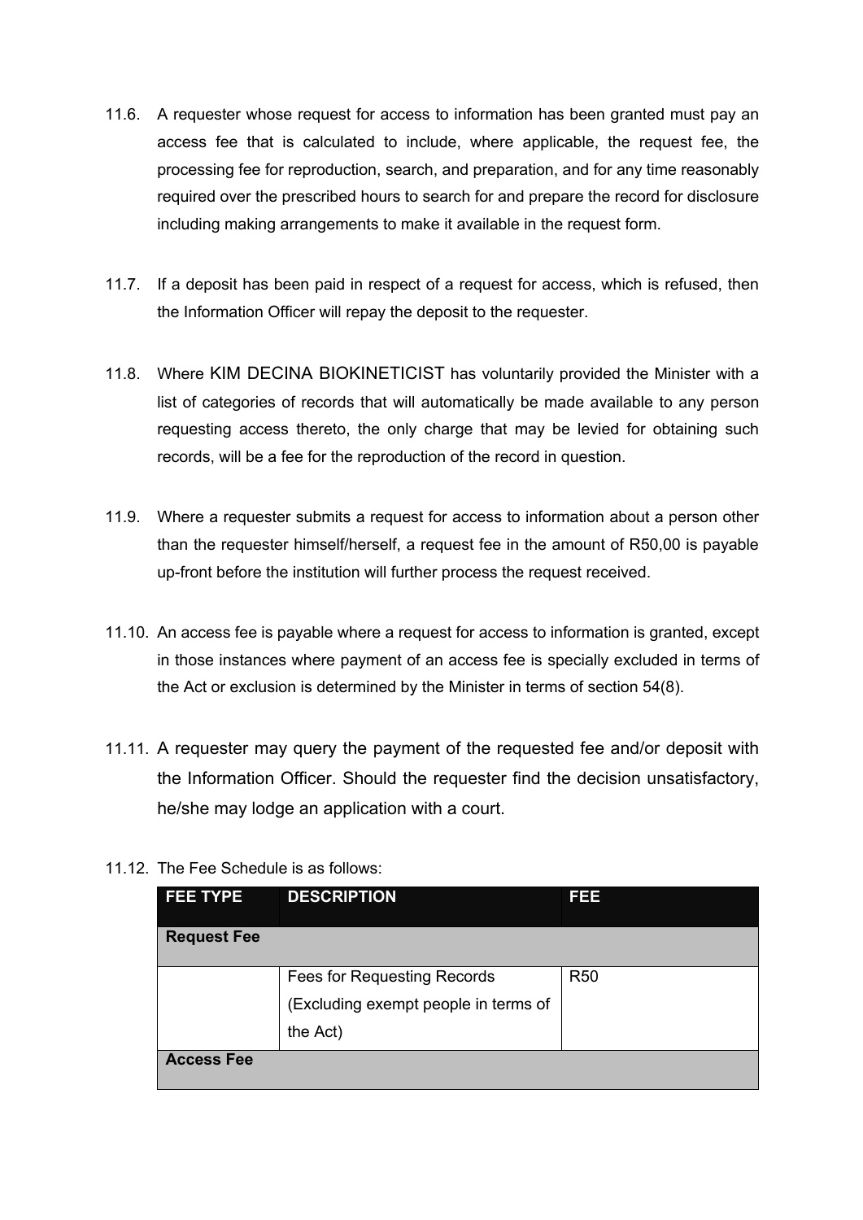11.6. A requester whose request for access to information has been granted must pay an access fee that is calculated to include, where applicable, the request fee, the processing fee for reproduction, search, and preparation, and for any time reasonably required over the prescribed hours to search for and prepare the record for disclosure including making arrangements to make it available in the request form.

11.7. If a deposit has been paid in respect of a request for access, which is refused, then the Information Officer will repay the deposit to the requester.

11.8. Where KIM DECINA BIOKINETICIST has voluntarily provided the Minister with a list of categories of records that will automatically be made available to any person requesting access thereto, the only charge that may be levied for obtaining such records, will be a fee for the reproduction of the record in question.

11.9. Where a requester submits a request for access to information about a person other than the requester himself/herself, a request fee in the amount of R50,00 is payable up-front before the institution will further process the request received.

11.10. An access fee is payable where a request for access to information is granted, except in those instances where payment of an access fee is specially excluded in terms of the Act or exclusion is determined by the Minister in terms of section 54(8).

11.11. A requester may query the payment of the requested fee and/or deposit with the Information Officer. Should the requester find the decision unsatisfactory, he/she may lodge an application with a court.

11.12. The Fee Schedule is as follows:

| FEE TYPE | DESCRIPTION | FEE |
|---|---|---|
| **Request Fee** | | |
| | Fees for Requesting Records (Excluding exempt people in terms of the Act) | R50 |
| **Access Fee** | | |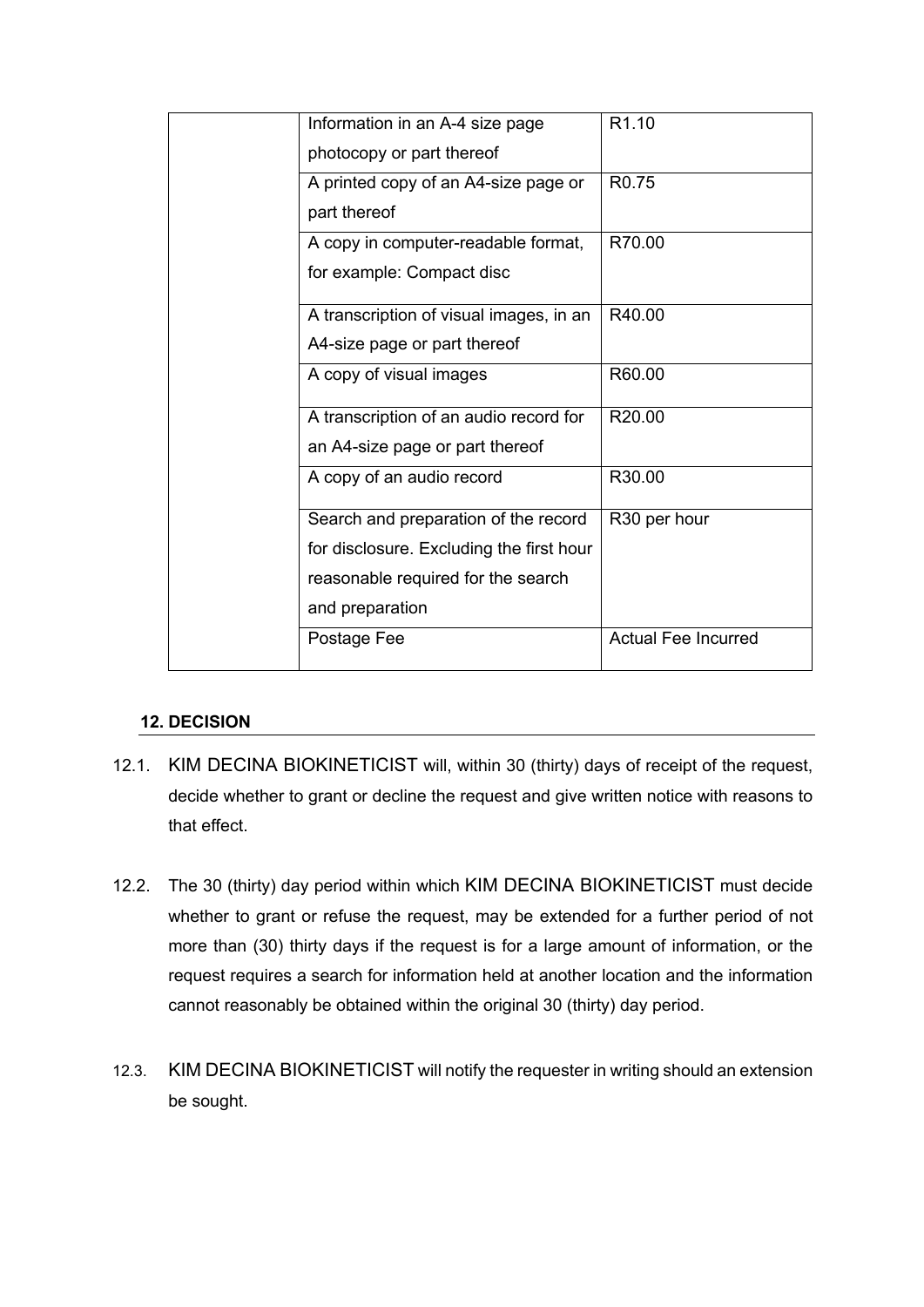| | | |
|---|---|---|
| | Information in an A-4 size page photocopy or part thereof | R1.10 |
| | A printed copy of an A4-size page or part thereof | R0.75 |
| | A copy in computer-readable format, for example: Compact disc | R70.00 |
| | A transcription of visual images, in an A4-size page or part thereof | R40.00 |
| | A copy of visual images | R60.00 |
| | A transcription of an audio record for an A4-size page or part thereof | R20.00 |
| | A copy of an audio record | R30.00 |
| | Search and preparation of the record for disclosure. Excluding the first hour reasonable required for the search and preparation | R30 per hour |
| | Postage Fee | Actual Fee Incurred |

### 12. DECISION

12.1. KIM DECINA BIOKINETICIST will, within 30 (thirty) days of receipt of the request, decide whether to grant or decline the request and give written notice with reasons to that effect.

12.2. The 30 (thirty) day period within which KIM DECINA BIOKINETICIST must decide whether to grant or refuse the request, may be extended for a further period of not more than (30) thirty days if the request is for a large amount of information, or the request requires a search for information held at another location and the information cannot reasonably be obtained within the original 30 (thirty) day period.

12.3. KIM DECINA BIOKINETICIST will notify the requester in writing should an extension be sought.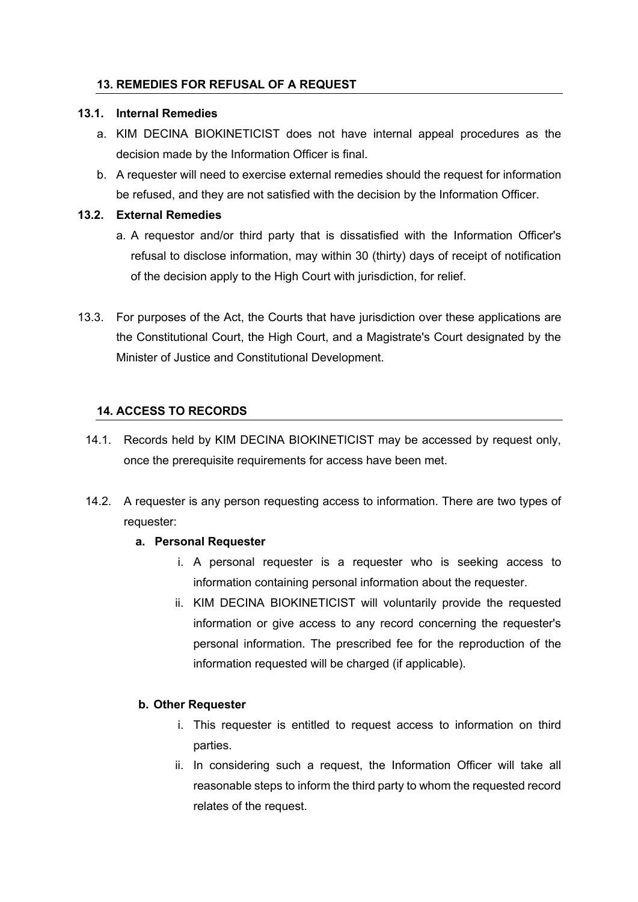## 13. REMEDIES FOR REFUSAL OF A REQUEST

### 13.1. Internal Remedies

a. KIM DECINA BIOKINETICIST does not have internal appeal procedures as the decision made by the Information Officer is final.

b. A requester will need to exercise external remedies should the request for information be refused, and they are not satisfied with the decision by the Information Officer.

### 13.2. External Remedies

a. A requestor and/or third party that is dissatisfied with the Information Officer's refusal to disclose information, may within 30 (thirty) days of receipt of notification of the decision apply to the High Court with jurisdiction, for relief.

13.3. For purposes of the Act, the Courts that have jurisdiction over these applications are the Constitutional Court, the High Court, and a Magistrate's Court designated by the Minister of Justice and Constitutional Development.

## 14. ACCESS TO RECORDS

14.1. Records held by KIM DECINA BIOKINETICIST may be accessed by request only, once the prerequisite requirements for access have been met.

14.2. A requester is any person requesting access to information. There are two types of requester:

**a. Personal Requester**

i. A personal requester is a requester who is seeking access to information containing personal information about the requester.

ii. KIM DECINA BIOKINETICIST will voluntarily provide the requested information or give access to any record concerning the requester's personal information. The prescribed fee for the reproduction of the information requested will be charged (if applicable).

**b. Other Requester**

i. This requester is entitled to request access to information on third parties.

ii. In considering such a request, the Information Officer will take all reasonable steps to inform the third party to whom the requested record relates of the request.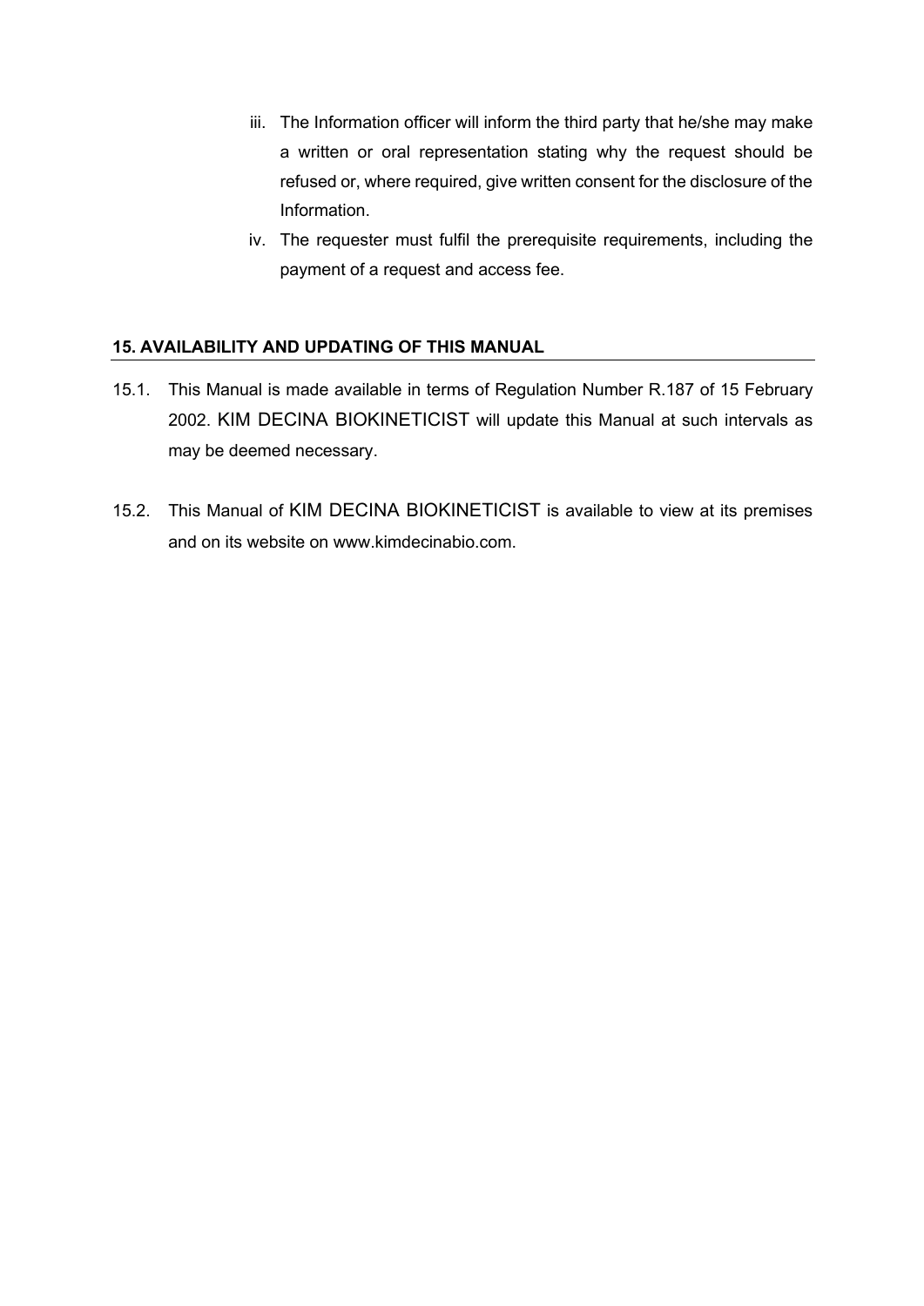iii. The Information officer will inform the third party that he/she may make a written or oral representation stating why the request should be refused or, where required, give written consent for the disclosure of the Information.

iv. The requester must fulfil the prerequisite requirements, including the payment of a request and access fee.

**15. AVAILABILITY AND UPDATING OF THIS MANUAL**

15.1. This Manual is made available in terms of Regulation Number R.187 of 15 February 2002. KIM DECINA BIOKINETICIST will update this Manual at such intervals as may be deemed necessary.

15.2. This Manual of KIM DECINA BIOKINETICIST is available to view at its premises and on its website on www.kimdecinabio.com.